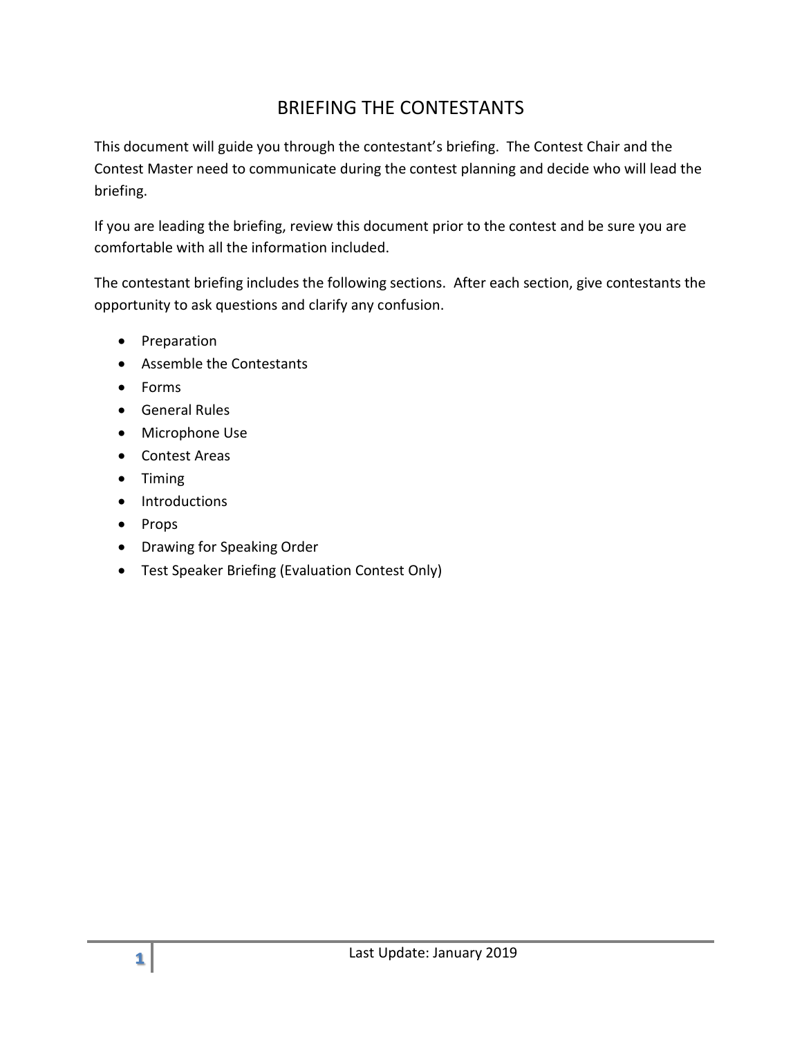# BRIEFING THE CONTESTANTS

This document will guide you through the contestant's briefing. The Contest Chair and the Contest Master need to communicate during the contest planning and decide who will lead the briefing.

If you are leading the briefing, review this document prior to the contest and be sure you are comfortable with all the information included.

The contestant briefing includes the following sections. After each section, give contestants the opportunity to ask questions and clarify any confusion.

- Preparation
- Assemble the Contestants
- Forms
- General Rules
- Microphone Use
- Contest Areas
- Timing
- Introductions
- Props
- Drawing for Speaking Order
- Test Speaker Briefing (Evaluation Contest Only)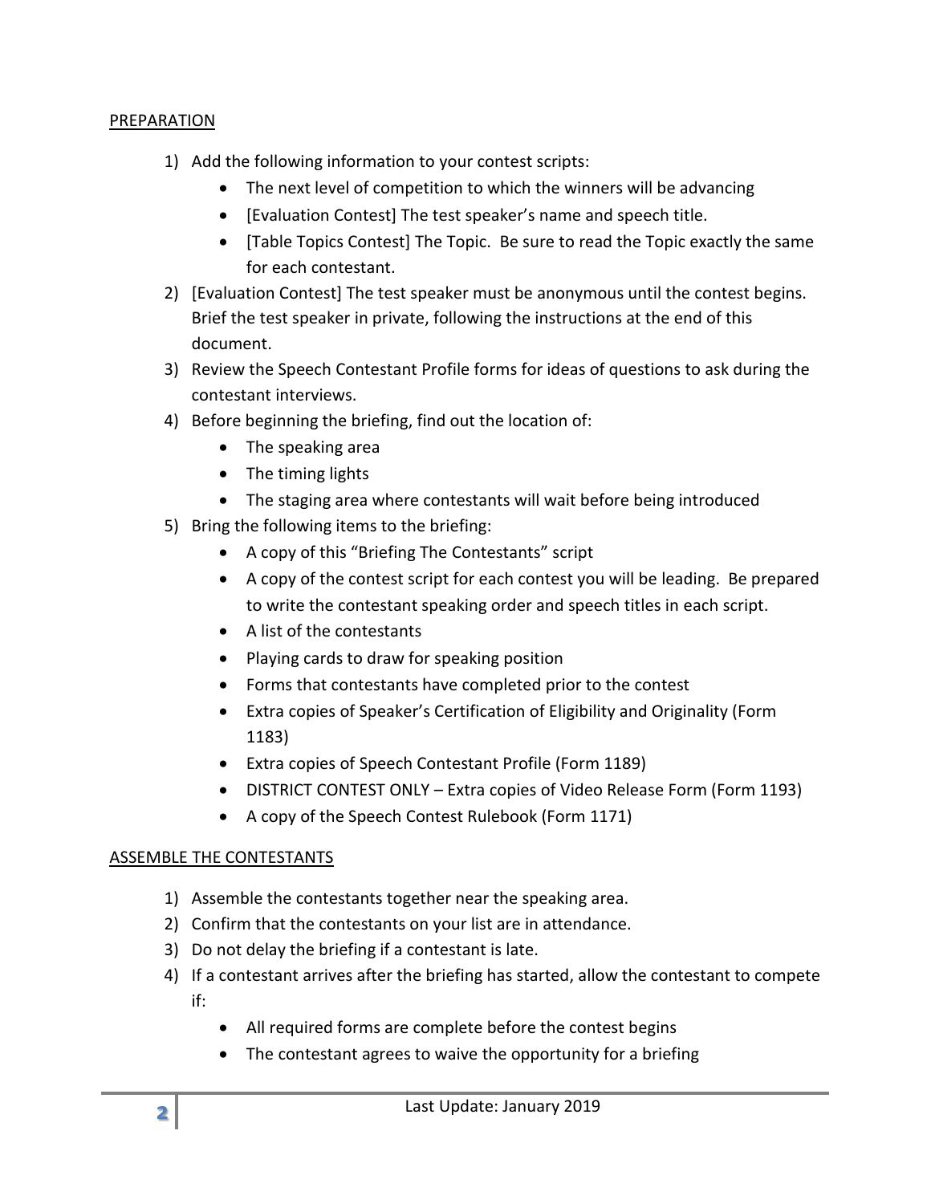PREPARATION

1) Add the following information to your contest scripts:
   - The next level of competition to which the winners will be advancing
   - [Evaluation Contest] The test speaker's name and speech title.
   - [Table Topics Contest] The Topic. Be sure to read the Topic exactly the same for each contestant.
2) [Evaluation Contest] The test speaker must be anonymous until the contest begins. Brief the test speaker in private, following the instructions at the end of this document.
3) Review the Speech Contestant Profile forms for ideas of questions to ask during the contestant interviews.
4) Before beginning the briefing, find out the location of:
   - The speaking area
   - The timing lights
   - The staging area where contestants will wait before being introduced
5) Bring the following items to the briefing:
   - A copy of this "Briefing The Contestants" script
   - A copy of the contest script for each contest you will be leading. Be prepared to write the contestant speaking order and speech titles in each script.
   - A list of the contestants
   - Playing cards to draw for speaking position
   - Forms that contestants have completed prior to the contest
   - Extra copies of Speaker's Certification of Eligibility and Originality (Form 1183)
   - Extra copies of Speech Contestant Profile (Form 1189)
   - DISTRICT CONTEST ONLY – Extra copies of Video Release Form (Form 1193)
   - A copy of the Speech Contest Rulebook (Form 1171)

ASSEMBLE THE CONTESTANTS

1) Assemble the contestants together near the speaking area.
2) Confirm that the contestants on your list are in attendance.
3) Do not delay the briefing if a contestant is late.
4) If a contestant arrives after the briefing has started, allow the contestant to compete if:
   - All required forms are complete before the contest begins
   - The contestant agrees to waive the opportunity for a briefing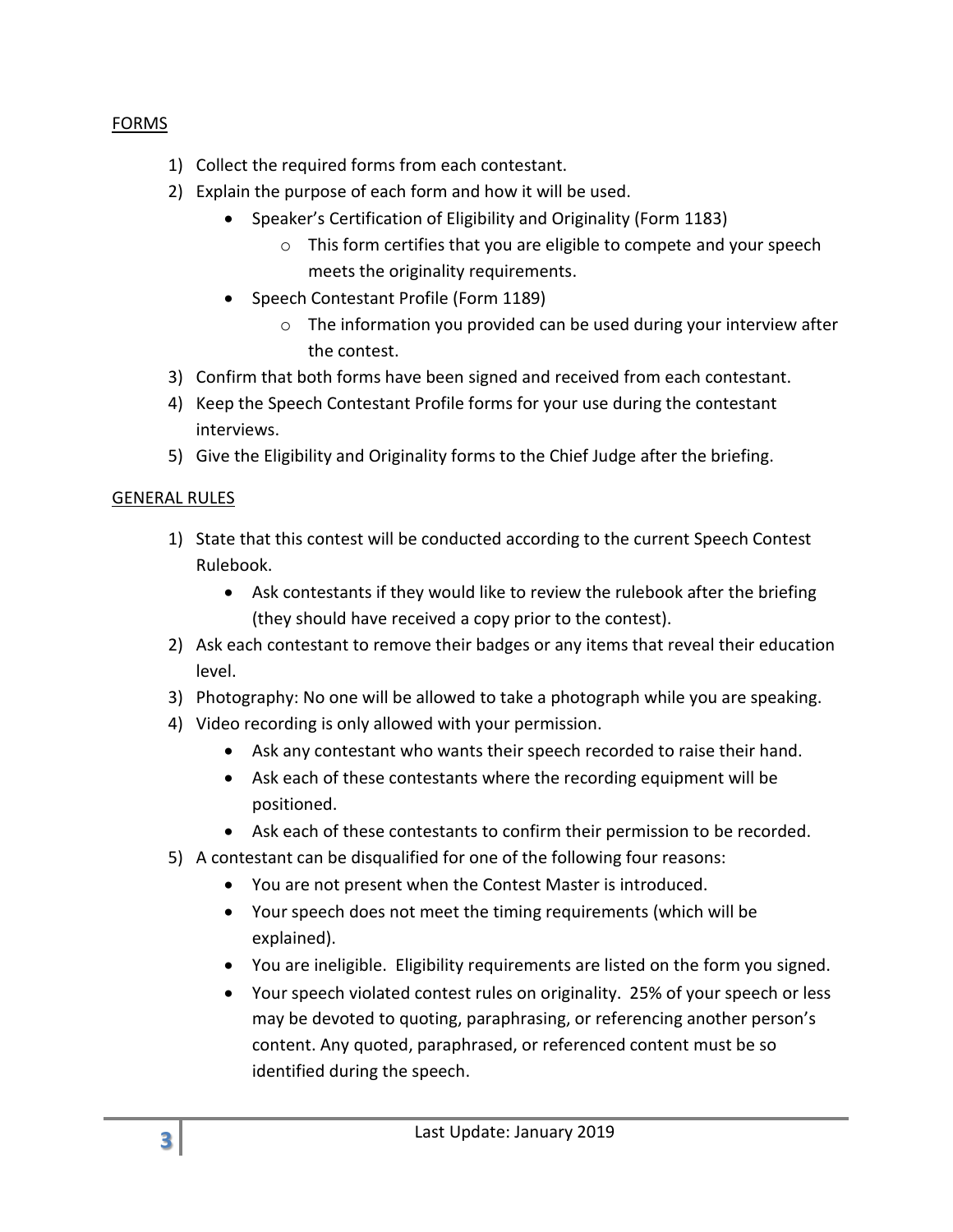FORMS

1) Collect the required forms from each contestant.
2) Explain the purpose of each form and how it will be used.
   - Speaker's Certification of Eligibility and Originality (Form 1183)
     - This form certifies that you are eligible to compete and your speech meets the originality requirements.
   - Speech Contestant Profile (Form 1189)
     - The information you provided can be used during your interview after the contest.
3) Confirm that both forms have been signed and received from each contestant.
4) Keep the Speech Contestant Profile forms for your use during the contestant interviews.
5) Give the Eligibility and Originality forms to the Chief Judge after the briefing.

GENERAL RULES

1) State that this contest will be conducted according to the current Speech Contest Rulebook.
   - Ask contestants if they would like to review the rulebook after the briefing (they should have received a copy prior to the contest).
2) Ask each contestant to remove their badges or any items that reveal their education level.
3) Photography: No one will be allowed to take a photograph while you are speaking.
4) Video recording is only allowed with your permission.
   - Ask any contestant who wants their speech recorded to raise their hand.
   - Ask each of these contestants where the recording equipment will be positioned.
   - Ask each of these contestants to confirm their permission to be recorded.
5) A contestant can be disqualified for one of the following four reasons:
   - You are not present when the Contest Master is introduced.
   - Your speech does not meet the timing requirements (which will be explained).
   - You are ineligible. Eligibility requirements are listed on the form you signed.
   - Your speech violated contest rules on originality. 25% of your speech or less may be devoted to quoting, paraphrasing, or referencing another person's content. Any quoted, paraphrased, or referenced content must be so identified during the speech.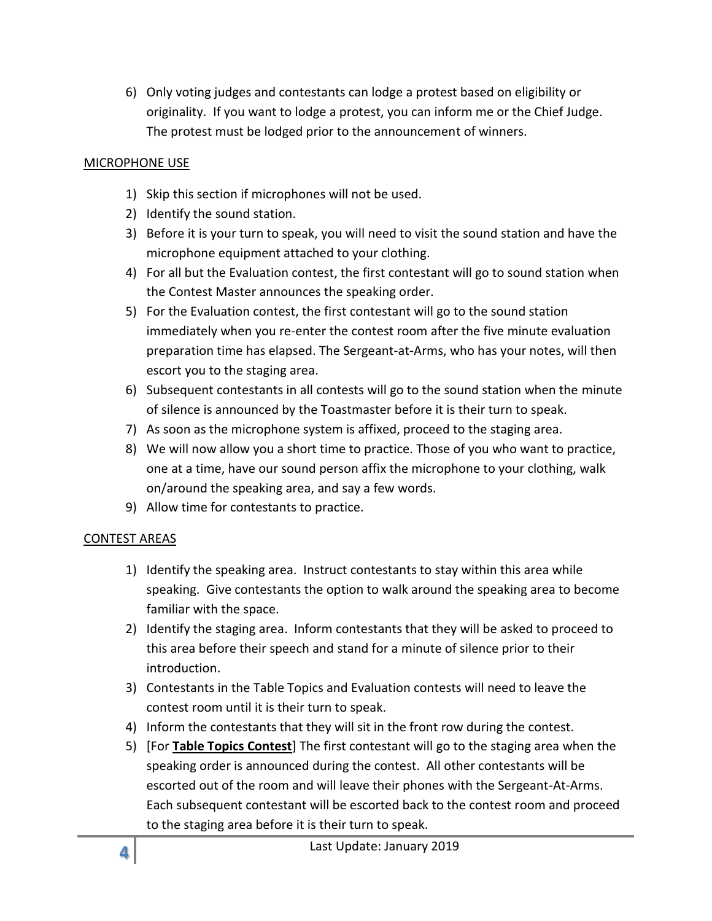6) Only voting judges and contestants can lodge a protest based on eligibility or originality. If you want to lodge a protest, you can inform me or the Chief Judge. The protest must be lodged prior to the announcement of winners.

<u>MICROPHONE USE</u>

1) Skip this section if microphones will not be used.
2) Identify the sound station.
3) Before it is your turn to speak, you will need to visit the sound station and have the microphone equipment attached to your clothing.
4) For all but the Evaluation contest, the first contestant will go to sound station when the Contest Master announces the speaking order.
5) For the Evaluation contest, the first contestant will go to the sound station immediately when you re-enter the contest room after the five minute evaluation preparation time has elapsed. The Sergeant-at-Arms, who has your notes, will then escort you to the staging area.
6) Subsequent contestants in all contests will go to the sound station when the minute of silence is announced by the Toastmaster before it is their turn to speak.
7) As soon as the microphone system is affixed, proceed to the staging area.
8) We will now allow you a short time to practice. Those of you who want to practice, one at a time, have our sound person affix the microphone to your clothing, walk on/around the speaking area, and say a few words.
9) Allow time for contestants to practice.

<u>CONTEST AREAS</u>

1) Identify the speaking area. Instruct contestants to stay within this area while speaking. Give contestants the option to walk around the speaking area to become familiar with the space.
2) Identify the staging area. Inform contestants that they will be asked to proceed to this area before their speech and stand for a minute of silence prior to their introduction.
3) Contestants in the Table Topics and Evaluation contests will need to leave the contest room until it is their turn to speak.
4) Inform the contestants that they will sit in the front row during the contest.
5) [For **<u>Table Topics Contest</u>**] The first contestant will go to the staging area when the speaking order is announced during the contest. All other contestants will be escorted out of the room and will leave their phones with the Sergeant-At-Arms. Each subsequent contestant will be escorted back to the contest room and proceed to the staging area before it is their turn to speak.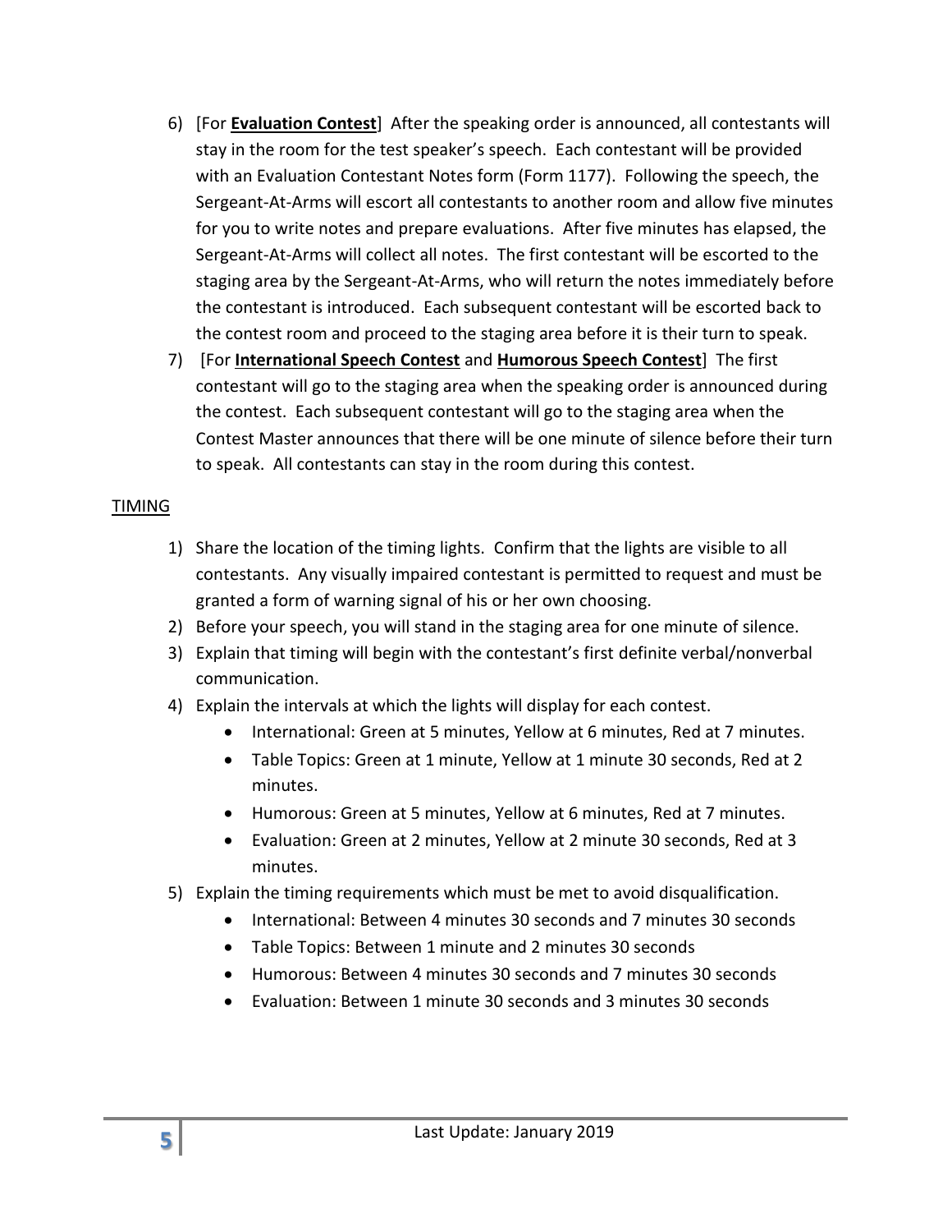6) [For **Evaluation Contest**] After the speaking order is announced, all contestants will stay in the room for the test speaker's speech. Each contestant will be provided with an Evaluation Contestant Notes form (Form 1177). Following the speech, the Sergeant-At-Arms will escort all contestants to another room and allow five minutes for you to write notes and prepare evaluations. After five minutes has elapsed, the Sergeant-At-Arms will collect all notes. The first contestant will be escorted to the staging area by the Sergeant-At-Arms, who will return the notes immediately before the contestant is introduced. Each subsequent contestant will be escorted back to the contest room and proceed to the staging area before it is their turn to speak.
7) [For **International Speech Contest** and **Humorous Speech Contest**] The first contestant will go to the staging area when the speaking order is announced during the contest. Each subsequent contestant will go to the staging area when the Contest Master announces that there will be one minute of silence before their turn to speak. All contestants can stay in the room during this contest.

TIMING

1) Share the location of the timing lights. Confirm that the lights are visible to all contestants. Any visually impaired contestant is permitted to request and must be granted a form of warning signal of his or her own choosing.
2) Before your speech, you will stand in the staging area for one minute of silence.
3) Explain that timing will begin with the contestant's first definite verbal/nonverbal communication.
4) Explain the intervals at which the lights will display for each contest.
    - International: Green at 5 minutes, Yellow at 6 minutes, Red at 7 minutes.
    - Table Topics: Green at 1 minute, Yellow at 1 minute 30 seconds, Red at 2 minutes.
    - Humorous: Green at 5 minutes, Yellow at 6 minutes, Red at 7 minutes.
    - Evaluation: Green at 2 minutes, Yellow at 2 minute 30 seconds, Red at 3 minutes.
5) Explain the timing requirements which must be met to avoid disqualification.
    - International: Between 4 minutes 30 seconds and 7 minutes 30 seconds
    - Table Topics: Between 1 minute and 2 minutes 30 seconds
    - Humorous: Between 4 minutes 30 seconds and 7 minutes 30 seconds
    - Evaluation: Between 1 minute 30 seconds and 3 minutes 30 seconds

Last Update: January 2019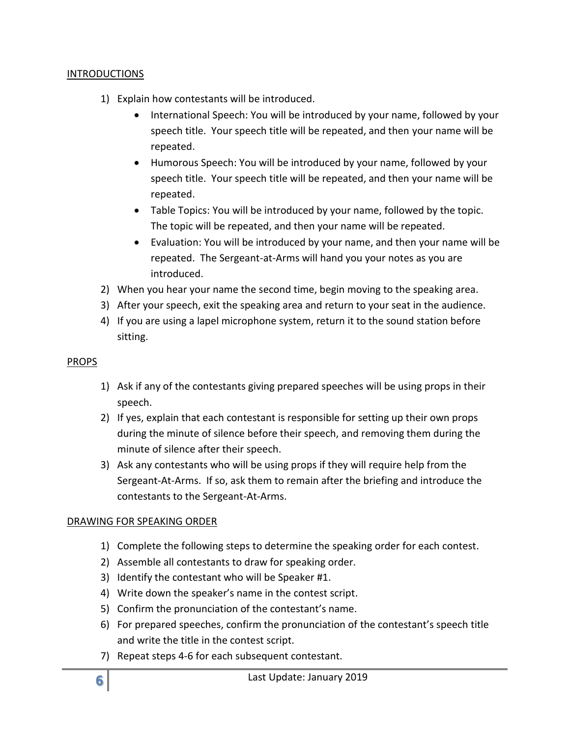## INTRODUCTIONS

1) Explain how contestants will be introduced.
   - International Speech: You will be introduced by your name, followed by your speech title. Your speech title will be repeated, and then your name will be repeated.
   - Humorous Speech: You will be introduced by your name, followed by your speech title. Your speech title will be repeated, and then your name will be repeated.
   - Table Topics: You will be introduced by your name, followed by the topic. The topic will be repeated, and then your name will be repeated.
   - Evaluation: You will be introduced by your name, and then your name will be repeated. The Sergeant-at-Arms will hand you your notes as you are introduced.
2) When you hear your name the second time, begin moving to the speaking area.
3) After your speech, exit the speaking area and return to your seat in the audience.
4) If you are using a lapel microphone system, return it to the sound station before sitting.

## PROPS

1) Ask if any of the contestants giving prepared speeches will be using props in their speech.
2) If yes, explain that each contestant is responsible for setting up their own props during the minute of silence before their speech, and removing them during the minute of silence after their speech.
3) Ask any contestants who will be using props if they will require help from the Sergeant-At-Arms. If so, ask them to remain after the briefing and introduce the contestants to the Sergeant-At-Arms.

## DRAWING FOR SPEAKING ORDER

1) Complete the following steps to determine the speaking order for each contest.
2) Assemble all contestants to draw for speaking order.
3) Identify the contestant who will be Speaker #1.
4) Write down the speaker's name in the contest script.
5) Confirm the pronunciation of the contestant's name.
6) For prepared speeches, confirm the pronunciation of the contestant's speech title and write the title in the contest script.
7) Repeat steps 4-6 for each subsequent contestant.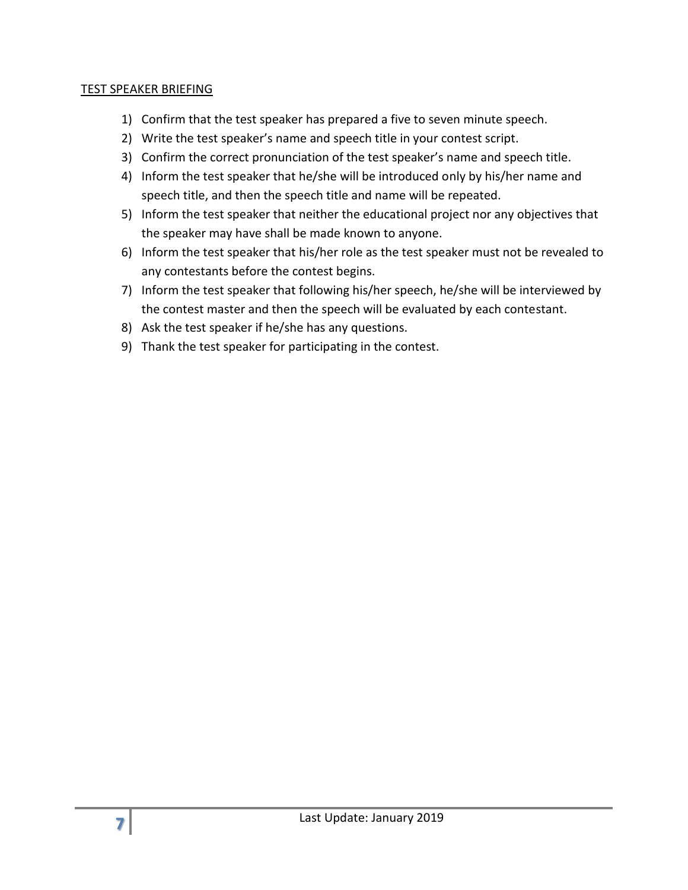## TEST SPEAKER BRIEFING

1) Confirm that the test speaker has prepared a five to seven minute speech.
2) Write the test speaker's name and speech title in your contest script.
3) Confirm the correct pronunciation of the test speaker's name and speech title.
4) Inform the test speaker that he/she will be introduced only by his/her name and speech title, and then the speech title and name will be repeated.
5) Inform the test speaker that neither the educational project nor any objectives that the speaker may have shall be made known to anyone.
6) Inform the test speaker that his/her role as the test speaker must not be revealed to any contestants before the contest begins.
7) Inform the test speaker that following his/her speech, he/she will be interviewed by the contest master and then the speech will be evaluated by each contestant.
8) Ask the test speaker if he/she has any questions.
9) Thank the test speaker for participating in the contest.